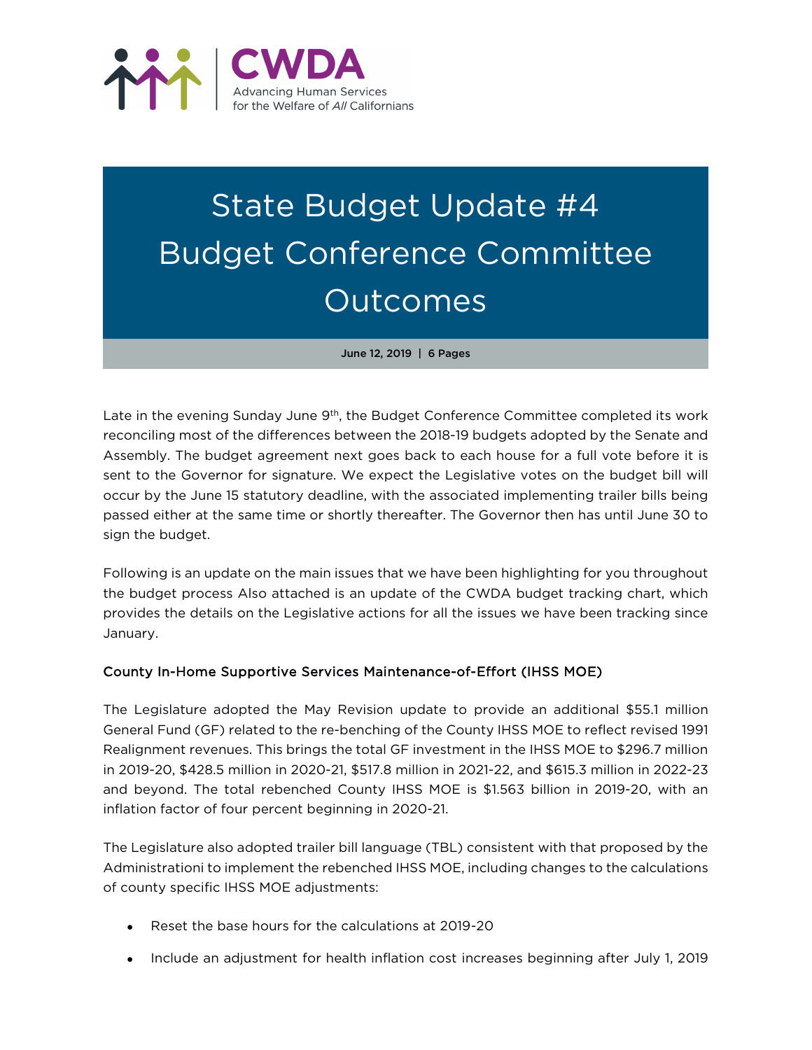CWDA

Advancing Human Services for the Welfare of *All* Californians

# State Budget Update #4 Budget Conference Committee Outcomes

**June 12, 2019 | 6 Pages**

Late in the evening Sunday June 9th, the Budget Conference Committee completed its work reconciling most of the differences between the 2018-19 budgets adopted by the Senate and Assembly. The budget agreement next goes back to each house for a full vote before it is sent to the Governor for signature. We expect the Legislative votes on the budget bill will occur by the June 15 statutory deadline, with the associated implementing trailer bills being passed either at the same time or shortly thereafter. The Governor then has until June 30 to sign the budget.

Following is an update on the main issues that we have been highlighting for you throughout the budget process Also attached is an update of the CWDA budget tracking chart, which provides the details on the Legislative actions for all the issues we have been tracking since January.

## County In-Home Supportive Services Maintenance-of-Effort (IHSS MOE)

The Legislature adopted the May Revision update to provide an additional $55.1 million General Fund (GF) related to the re-benching of the County IHSS MOE to reflect revised 1991 Realignment revenues. This brings the total GF investment in the IHSS MOE to $296.7 million in 2019-20, $428.5 million in 2020-21, $517.8 million in 2021-22, and $615.3 million in 2022-23 and beyond. The total rebenched County IHSS MOE is $1.563 billion in 2019-20, with an inflation factor of four percent beginning in 2020-21.

The Legislature also adopted trailer bill language (TBL) consistent with that proposed by the Administration[i] to implement the rebenched IHSS MOE, including changes to the calculations of county specific IHSS MOE adjustments:

- Reset the base hours for the calculations at 2019-20
- Include an adjustment for health inflation cost increases beginning after July 1, 2019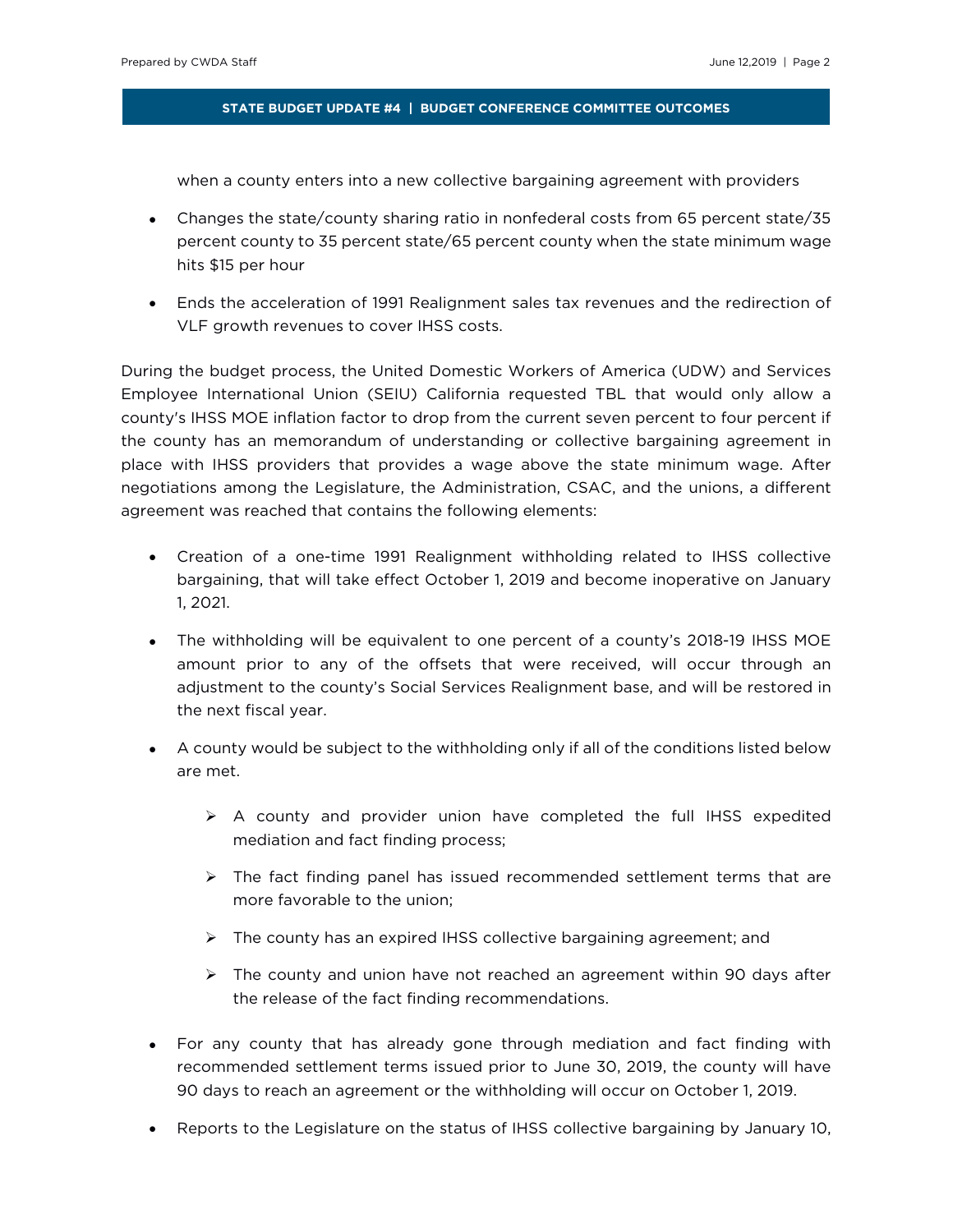when a county enters into a new collective bargaining agreement with providers

- Changes the state/county sharing ratio in nonfederal costs from 65 percent state/35 percent county to 35 percent state/65 percent county when the state minimum wage hits $15 per hour
- Ends the acceleration of 1991 Realignment sales tax revenues and the redirection of VLF growth revenues to cover IHSS costs.

During the budget process, the United Domestic Workers of America (UDW) and Services Employee International Union (SEIU) California requested TBL that would only allow a county's IHSS MOE inflation factor to drop from the current seven percent to four percent if the county has an memorandum of understanding or collective bargaining agreement in place with IHSS providers that provides a wage above the state minimum wage. After negotiations among the Legislature, the Administration, CSAC, and the unions, a different agreement was reached that contains the following elements:

- Creation of a one-time 1991 Realignment withholding related to IHSS collective bargaining, that will take effect October 1, 2019 and become inoperative on January 1, 2021.
- The withholding will be equivalent to one percent of a county's 2018-19 IHSS MOE amount prior to any of the offsets that were received, will occur through an adjustment to the county's Social Services Realignment base, and will be restored in the next fiscal year.
- A county would be subject to the withholding only if all of the conditions listed below are met.
    - A county and provider union have completed the full IHSS expedited mediation and fact finding process;
    - The fact finding panel has issued recommended settlement terms that are more favorable to the union;
    - The county has an expired IHSS collective bargaining agreement; and
    - The county and union have not reached an agreement within 90 days after the release of the fact finding recommendations.
- For any county that has already gone through mediation and fact finding with recommended settlement terms issued prior to June 30, 2019, the county will have 90 days to reach an agreement or the withholding will occur on October 1, 2019.
- Reports to the Legislature on the status of IHSS collective bargaining by January 10,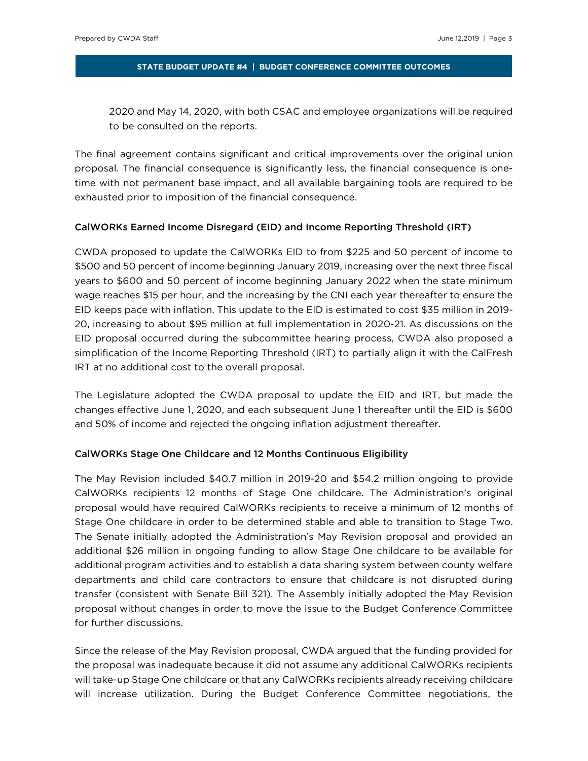2020 and May 14, 2020, with both CSAC and employee organizations will be required to be consulted on the reports.

The final agreement contains significant and critical improvements over the original union proposal. The financial consequence is significantly less, the financial consequence is one-time with not permanent base impact, and all available bargaining tools are required to be exhausted prior to imposition of the financial consequence.

### CalWORKs Earned Income Disregard (EID) and Income Reporting Threshold (IRT)

CWDA proposed to update the CalWORKs EID to from $225 and 50 percent of income to $500 and 50 percent of income beginning January 2019, increasing over the next three fiscal years to $600 and 50 percent of income beginning January 2022 when the state minimum wage reaches $15 per hour, and the increasing by the CNI each year thereafter to ensure the EID keeps pace with inflation. This update to the EID is estimated to cost $35 million in 2019-20, increasing to about $95 million at full implementation in 2020-21. As discussions on the EID proposal occurred during the subcommittee hearing process, CWDA also proposed a simplification of the Income Reporting Threshold (IRT) to partially align it with the CalFresh IRT at no additional cost to the overall proposal.

The Legislature adopted the CWDA proposal to update the EID and IRT, but made the changes effective June 1, 2020, and each subsequent June 1 thereafter until the EID is $600 and 50% of income and rejected the ongoing inflation adjustment thereafter.

### CalWORKs Stage One Childcare and 12 Months Continuous Eligibility

The May Revision included $40.7 million in 2019-20 and $54.2 million ongoing to provide CalWORKs recipients 12 months of Stage One childcare. The Administration's original proposal would have required CalWORKs recipients to receive a minimum of 12 months of Stage One childcare in order to be determined stable and able to transition to Stage Two. The Senate initially adopted the Administration's May Revision proposal and provided an additional $26 million in ongoing funding to allow Stage One childcare to be available for additional program activities and to establish a data sharing system between county welfare departments and child care contractors to ensure that childcare is not disrupted during transfer (consistent with Senate Bill 321). The Assembly initially adopted the May Revision proposal without changes in order to move the issue to the Budget Conference Committee for further discussions.

Since the release of the May Revision proposal, CWDA argued that the funding provided for the proposal was inadequate because it did not assume any additional CalWORKs recipients will take-up Stage One childcare or that any CalWORKs recipients already receiving childcare will increase utilization. During the Budget Conference Committee negotiations, the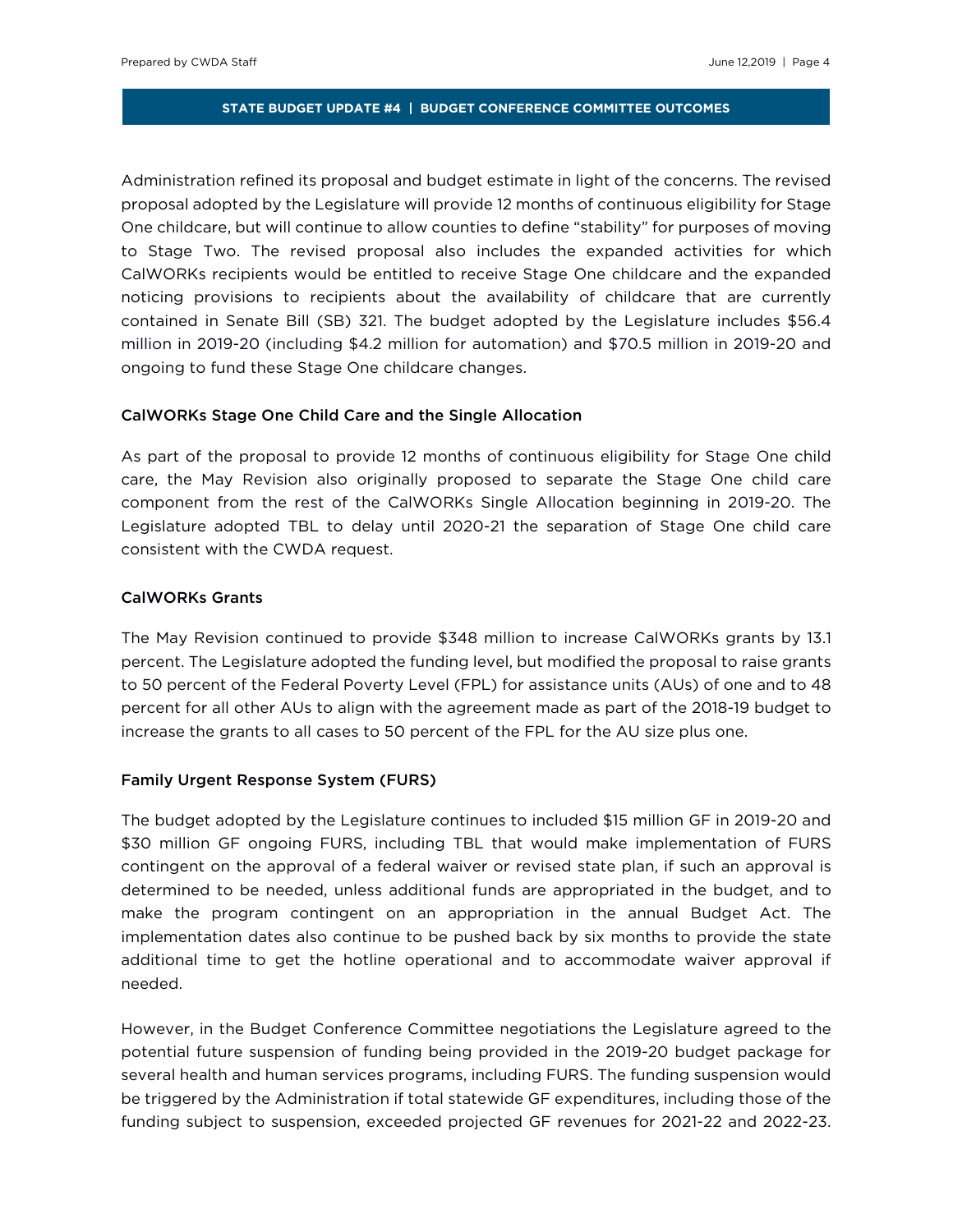Administration refined its proposal and budget estimate in light of the concerns. The revised proposal adopted by the Legislature will provide 12 months of continuous eligibility for Stage One childcare, but will continue to allow counties to define "stability" for purposes of moving to Stage Two. The revised proposal also includes the expanded activities for which CalWORKs recipients would be entitled to receive Stage One childcare and the expanded noticing provisions to recipients about the availability of childcare that are currently contained in Senate Bill (SB) 321. The budget adopted by the Legislature includes $56.4 million in 2019-20 (including $4.2 million for automation) and $70.5 million in 2019-20 and ongoing to fund these Stage One childcare changes.

### CalWORKs Stage One Child Care and the Single Allocation

As part of the proposal to provide 12 months of continuous eligibility for Stage One child care, the May Revision also originally proposed to separate the Stage One child care component from the rest of the CalWORKs Single Allocation beginning in 2019-20. The Legislature adopted TBL to delay until 2020-21 the separation of Stage One child care consistent with the CWDA request.

### CalWORKs Grants

The May Revision continued to provide $348 million to increase CalWORKs grants by 13.1 percent. The Legislature adopted the funding level, but modified the proposal to raise grants to 50 percent of the Federal Poverty Level (FPL) for assistance units (AUs) of one and to 48 percent for all other AUs to align with the agreement made as part of the 2018-19 budget to increase the grants to all cases to 50 percent of the FPL for the AU size plus one.

### Family Urgent Response System (FURS)

The budget adopted by the Legislature continues to included $15 million GF in 2019-20 and $30 million GF ongoing FURS, including TBL that would make implementation of FURS contingent on the approval of a federal waiver or revised state plan, if such an approval is determined to be needed, unless additional funds are appropriated in the budget, and to make the program contingent on an appropriation in the annual Budget Act. The implementation dates also continue to be pushed back by six months to provide the state additional time to get the hotline operational and to accommodate waiver approval if needed.

However, in the Budget Conference Committee negotiations the Legislature agreed to the potential future suspension of funding being provided in the 2019-20 budget package for several health and human services programs, including FURS. The funding suspension would be triggered by the Administration if total statewide GF expenditures, including those of the funding subject to suspension, exceeded projected GF revenues for 2021-22 and 2022-23.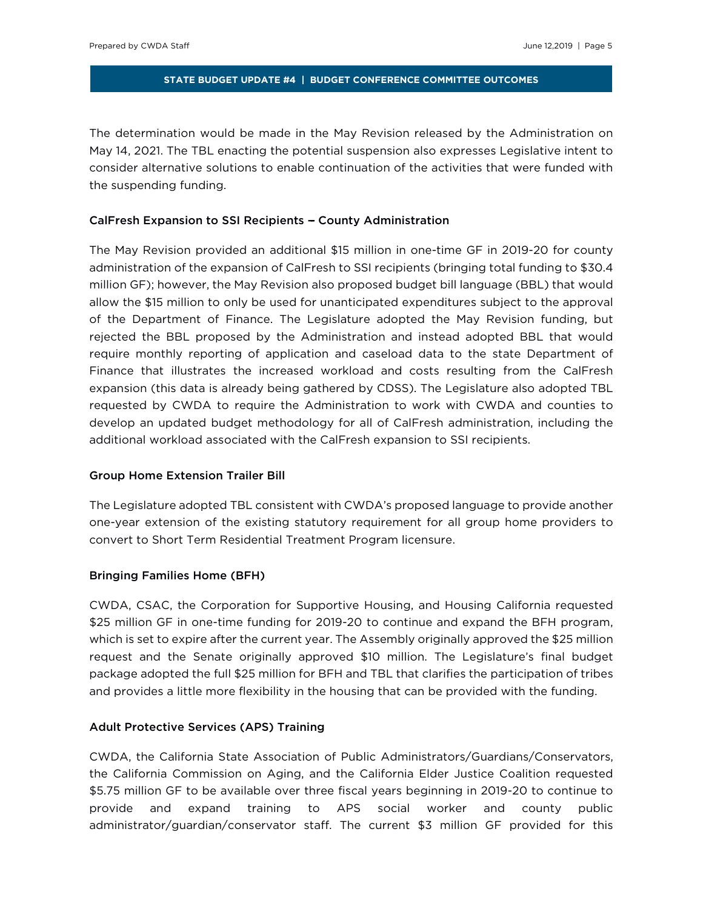The determination would be made in the May Revision released by the Administration on May 14, 2021. The TBL enacting the potential suspension also expresses Legislative intent to consider alternative solutions to enable continuation of the activities that were funded with the suspending funding.

### CalFresh Expansion to SSI Recipients – County Administration

The May Revision provided an additional $15 million in one-time GF in 2019-20 for county administration of the expansion of CalFresh to SSI recipients (bringing total funding to $30.4 million GF); however, the May Revision also proposed budget bill language (BBL) that would allow the $15 million to only be used for unanticipated expenditures subject to the approval of the Department of Finance. The Legislature adopted the May Revision funding, but rejected the BBL proposed by the Administration and instead adopted BBL that would require monthly reporting of application and caseload data to the state Department of Finance that illustrates the increased workload and costs resulting from the CalFresh expansion (this data is already being gathered by CDSS). The Legislature also adopted TBL requested by CWDA to require the Administration to work with CWDA and counties to develop an updated budget methodology for all of CalFresh administration, including the additional workload associated with the CalFresh expansion to SSI recipients.

### Group Home Extension Trailer Bill

The Legislature adopted TBL consistent with CWDA's proposed language to provide another one-year extension of the existing statutory requirement for all group home providers to convert to Short Term Residential Treatment Program licensure.

### Bringing Families Home (BFH)

CWDA, CSAC, the Corporation for Supportive Housing, and Housing California requested $25 million GF in one-time funding for 2019-20 to continue and expand the BFH program, which is set to expire after the current year. The Assembly originally approved the $25 million request and the Senate originally approved $10 million. The Legislature's final budget package adopted the full $25 million for BFH and TBL that clarifies the participation of tribes and provides a little more flexibility in the housing that can be provided with the funding.

### Adult Protective Services (APS) Training

CWDA, the California State Association of Public Administrators/Guardians/Conservators, the California Commission on Aging, and the California Elder Justice Coalition requested $5.75 million GF to be available over three fiscal years beginning in 2019-20 to continue to provide and expand training to APS social worker and county public administrator/guardian/conservator staff. The current $3 million GF provided for this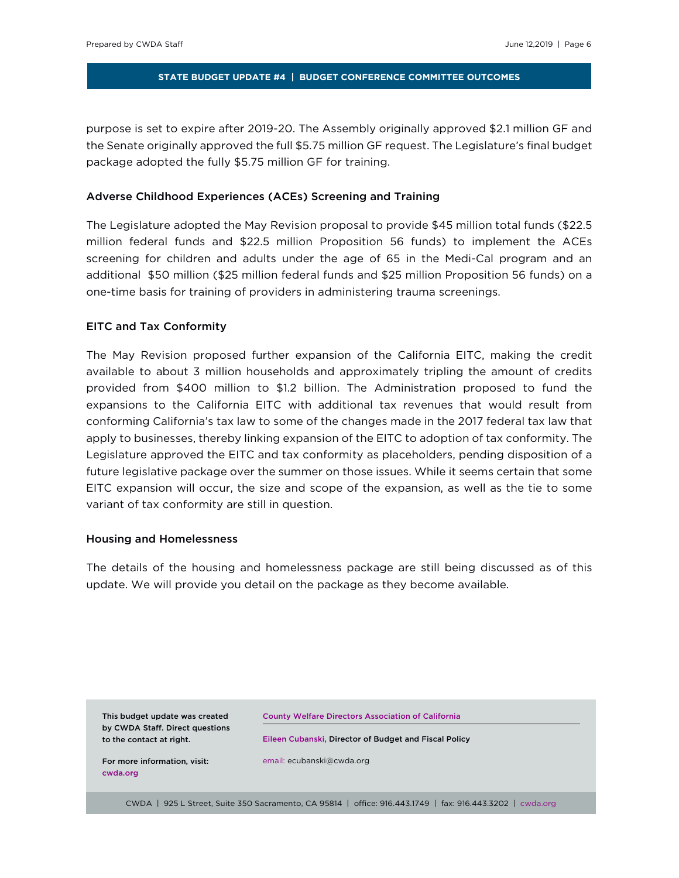purpose is set to expire after 2019-20. The Assembly originally approved $2.1 million GF and the Senate originally approved the full $5.75 million GF request. The Legislature's final budget package adopted the fully $5.75 million GF for training.

### Adverse Childhood Experiences (ACEs) Screening and Training

The Legislature adopted the May Revision proposal to provide $45 million total funds ($22.5 million federal funds and $22.5 million Proposition 56 funds) to implement the ACEs screening for children and adults under the age of 65 in the Medi-Cal program and an additional $50 million ($25 million federal funds and $25 million Proposition 56 funds) on a one-time basis for training of providers in administering trauma screenings.

### EITC and Tax Conformity

The May Revision proposed further expansion of the California EITC, making the credit available to about 3 million households and approximately tripling the amount of credits provided from $400 million to $1.2 billion. The Administration proposed to fund the expansions to the California EITC with additional tax revenues that would result from conforming California's tax law to some of the changes made in the 2017 federal tax law that apply to businesses, thereby linking expansion of the EITC to adoption of tax conformity. The Legislature approved the EITC and tax conformity as placeholders, pending disposition of a future legislative package over the summer on those issues. While it seems certain that some EITC expansion will occur, the size and scope of the expansion, as well as the tie to some variant of tax conformity are still in question.

### Housing and Homelessness

The details of the housing and homelessness package are still being discussed as of this update. We will provide you detail on the package as they become available.

**This budget update was created by CWDA Staff. Direct questions to the contact at right.**

**For more information, visit: cwda.org**

County Welfare Directors Association of California

Eileen Cubanski, **Director of Budget and Fiscal Policy**

email: ecubanski@cwda.org

CWDA | 925 L Street, Suite 350 Sacramento, CA 95814 | office: 916.443.1749 | fax: 916.443.3202 | cwda.org